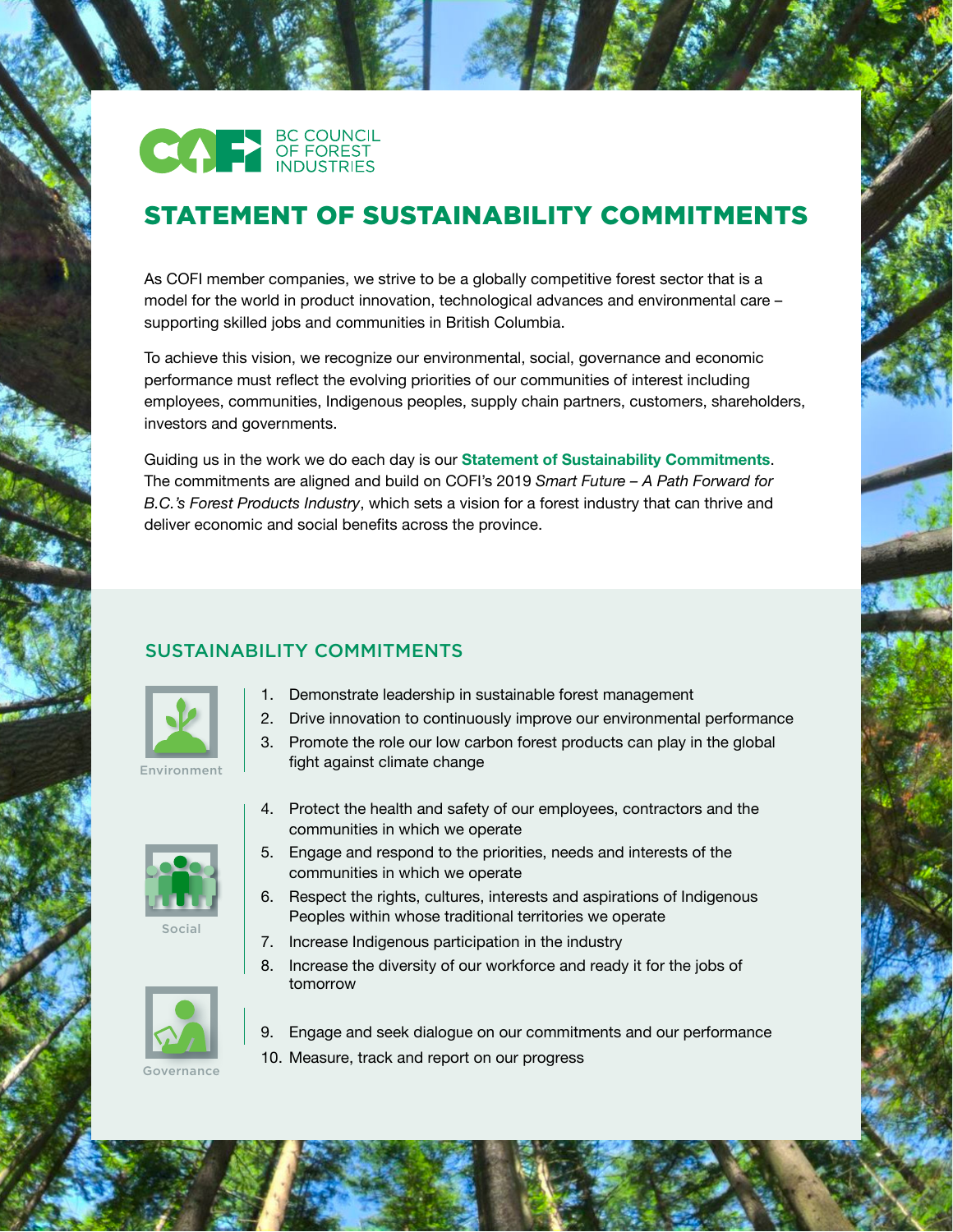BC COUNCIL OF FOREST INDUSTRIES

# STATEMENT OF SUSTAINABILITY COMMITMENTS

As COFI member companies, we strive to be a globally competitive forest sector that is a model for the world in product innovation, technological advances and environmental care – supporting skilled jobs and communities in British Columbia.

To achieve this vision, we recognize our environmental, social, governance and economic performance must reflect the evolving priorities of our communities of interest including employees, communities, Indigenous peoples, supply chain partners, customers, shareholders, investors and governments.

Guiding us in the work we do each day is our **Statement of Sustainability Commitments**. The commitments are aligned and build on COFI's 2019 *Smart Future – A Path Forward for B.C.'s Forest Products Industry*, which sets a vision for a forest industry that can thrive and deliver economic and social benefits across the province.

## SUSTAINABILITY COMMITMENTS

**Environment**

1. Demonstrate leadership in sustainable forest management
2. Drive innovation to continuously improve our environmental performance
3. Promote the role our low carbon forest products can play in the global fight against climate change

**Social**

4. Protect the health and safety of our employees, contractors and the communities in which we operate
5. Engage and respond to the priorities, needs and interests of the communities in which we operate
6. Respect the rights, cultures, interests and aspirations of Indigenous Peoples within whose traditional territories we operate
7. Increase Indigenous participation in the industry
8. Increase the diversity of our workforce and ready it for the jobs of tomorrow

**Governance**

9. Engage and seek dialogue on our commitments and our performance
10. Measure, track and report on our progress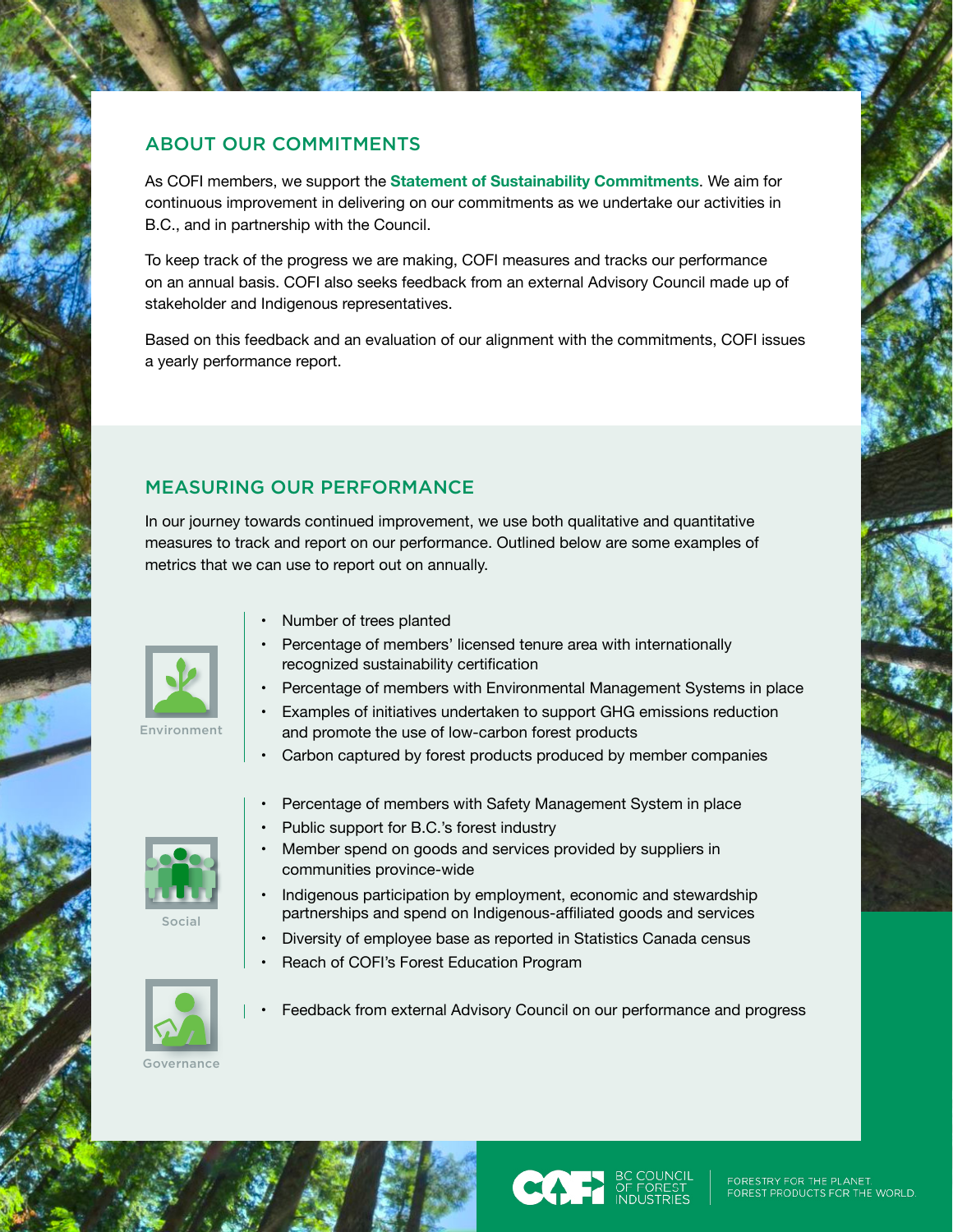## ABOUT OUR COMMITMENTS

As COFI members, we support the **Statement of Sustainability Commitments**. We aim for continuous improvement in delivering on our commitments as we undertake our activities in B.C., and in partnership with the Council.

To keep track of the progress we are making, COFI measures and tracks our performance on an annual basis. COFI also seeks feedback from an external Advisory Council made up of stakeholder and Indigenous representatives.

Based on this feedback and an evaluation of our alignment with the commitments, COFI issues a yearly performance report.

## MEASURING OUR PERFORMANCE

In our journey towards continued improvement, we use both qualitative and quantitative measures to track and report on our performance. Outlined below are some examples of metrics that we can use to report out on annually.

Environment

- Number of trees planted
- Percentage of members' licensed tenure area with internationally recognized sustainability certification
- Percentage of members with Environmental Management Systems in place
- Examples of initiatives undertaken to support GHG emissions reduction and promote the use of low-carbon forest products
- Carbon captured by forest products produced by member companies

Social

- Percentage of members with Safety Management System in place
- Public support for B.C.'s forest industry
- Member spend on goods and services provided by suppliers in communities province-wide
- Indigenous participation by employment, economic and stewardship partnerships and spend on Indigenous-affiliated goods and services
- Diversity of employee base as reported in Statistics Canada census
- Reach of COFI's Forest Education Program

Governance

- Feedback from external Advisory Council on our performance and progress

COFI BC COUNCIL OF FOREST INDUSTRIES

FORESTRY FOR THE PLANET. FOREST PRODUCTS FOR THE WORLD.